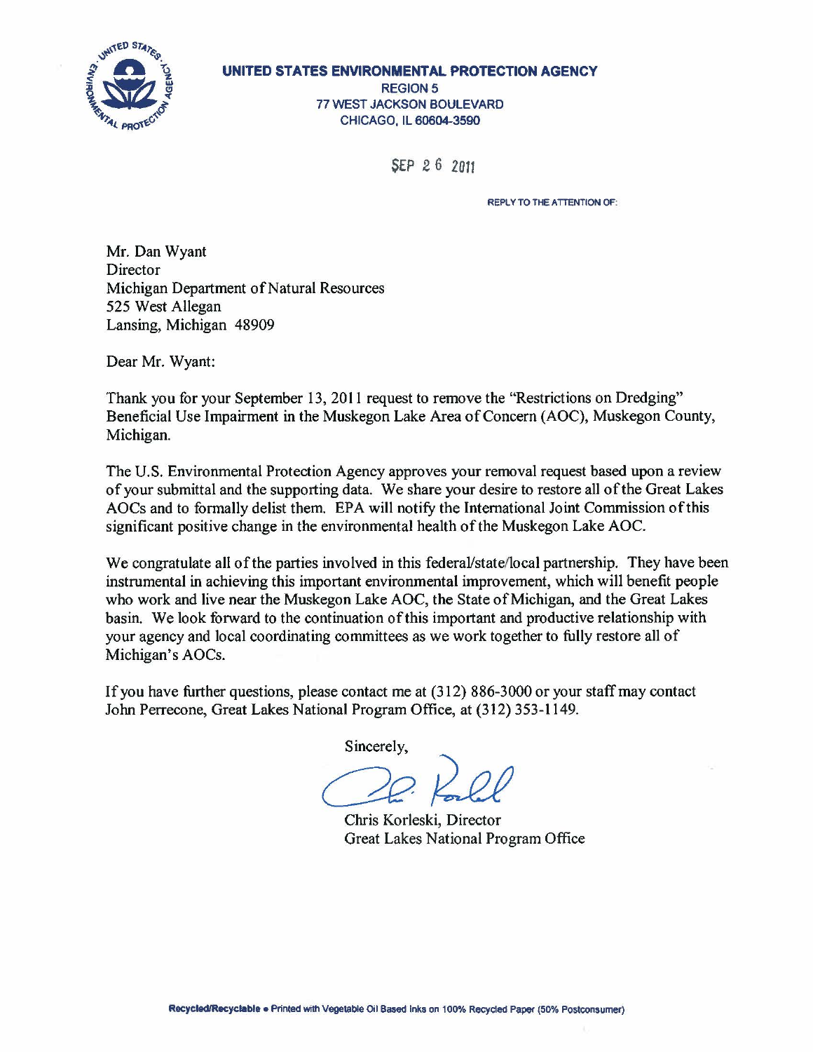**UNITED STATES ENVIRONMENTAL PROTECTION AGENCY**
REGION 5
77 WEST JACKSON BOULEVARD
CHICAGO, IL 60604-3590

SEP 26 2011

REPLY TO THE ATTENTION OF:

Mr. Dan Wyant
Director
Michigan Department of Natural Resources
525 West Allegan
Lansing, Michigan 48909

Dear Mr. Wyant:

Thank you for your September 13, 2011 request to remove the "Restrictions on Dredging" Beneficial Use Impairment in the Muskegon Lake Area of Concern (AOC), Muskegon County, Michigan.

The U.S. Environmental Protection Agency approves your removal request based upon a review of your submittal and the supporting data. We share your desire to restore all of the Great Lakes AOCs and to formally delist them. EPA will notify the International Joint Commission of this significant positive change in the environmental health of the Muskegon Lake AOC.

We congratulate all of the parties involved in this federal/state/local partnership. They have been instrumental in achieving this important environmental improvement, which will benefit people who work and live near the Muskegon Lake AOC, the State of Michigan, and the Great Lakes basin. We look forward to the continuation of this important and productive relationship with your agency and local coordinating committees as we work together to fully restore all of Michigan's AOCs.

If you have further questions, please contact me at (312) 886-3000 or your staff may contact John Perrecone, Great Lakes National Program Office, at (312) 353-1149.

Sincerely,

Chris Korleski, Director
Great Lakes National Program Office

Recycled/Recyclable • Printed with Vegetable Oil Based Inks on 100% Recycled Paper (50% Postconsumer)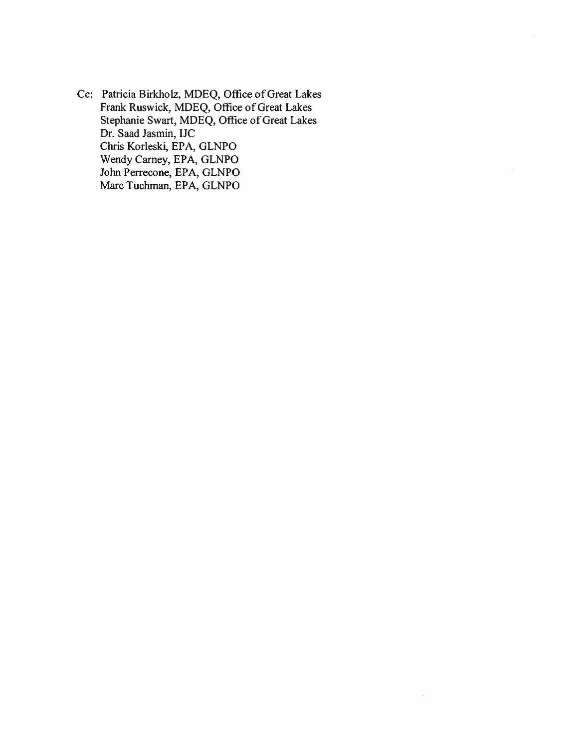Cc: Patricia Birkholz, MDEQ, Office of Great Lakes
Frank Ruswick, MDEQ, Office of Great Lakes
Stephanie Swart, MDEQ, Office of Great Lakes
Dr. Saad Jasmin, IJC
Chris Korleski, EPA, GLNPO
Wendy Carney, EPA, GLNPO
John Perrecone, EPA, GLNPO
Marc Tuchman, EPA, GLNPO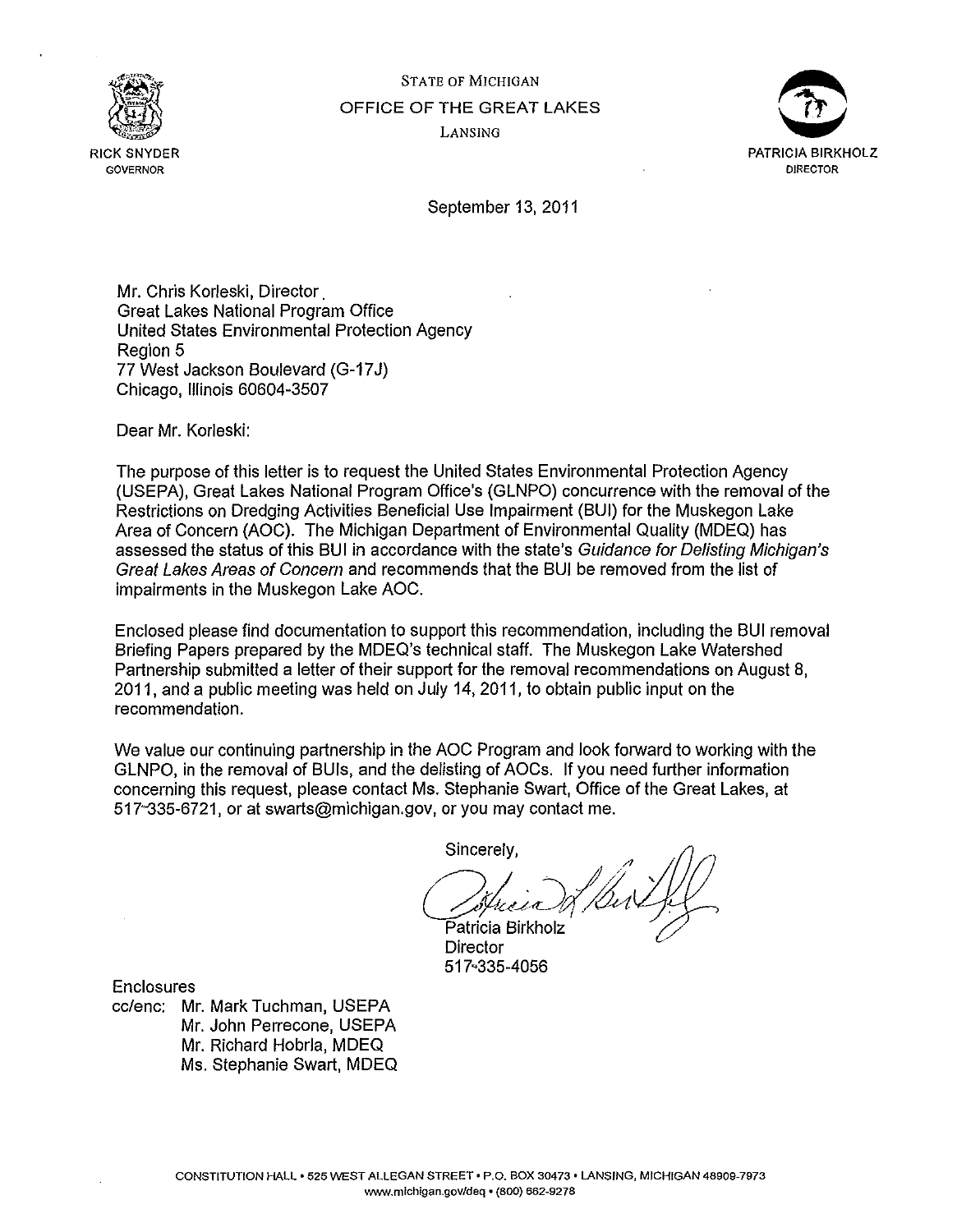RICK SNYDER
GOVERNOR

STATE OF MICHIGAN
OFFICE OF THE GREAT LAKES
LANSING

PATRICIA BIRKHOLZ
DIRECTOR

September 13, 2011

Mr. Chris Korleski, Director
Great Lakes National Program Office
United States Environmental Protection Agency
Region 5
77 West Jackson Boulevard (G-17J)
Chicago, Illinois 60604-3507

Dear Mr. Korleski:

The purpose of this letter is to request the United States Environmental Protection Agency (USEPA), Great Lakes National Program Office's (GLNPO) concurrence with the removal of the Restrictions on Dredging Activities Beneficial Use Impairment (BUI) for the Muskegon Lake Area of Concern (AOC). The Michigan Department of Environmental Quality (MDEQ) has assessed the status of this BUI in accordance with the state's *Guidance for Delisting Michigan's Great Lakes Areas of Concern* and recommends that the BUI be removed from the list of impairments in the Muskegon Lake AOC.

Enclosed please find documentation to support this recommendation, including the BUI removal Briefing Papers prepared by the MDEQ's technical staff. The Muskegon Lake Watershed Partnership submitted a letter of their support for the removal recommendations on August 8, 2011, and a public meeting was held on July 14, 2011, to obtain public input on the recommendation.

We value our continuing partnership in the AOC Program and look forward to working with the GLNPO, in the removal of BUIs, and the delisting of AOCs. If you need further information concerning this request, please contact Ms. Stephanie Swart, Office of the Great Lakes, at 517-335-6721, or at swarts@michigan.gov, or you may contact me.

Sincerely,

Patricia Birkholz
Director
517-335-4056

Enclosures
cc/enc: Mr. Mark Tuchman, USEPA
Mr. John Perrecone, USEPA
Mr. Richard Hobrla, MDEQ
Ms. Stephanie Swart, MDEQ

CONSTITUTION HALL • 525 WEST ALLEGAN STREET • P.O. BOX 30473 • LANSING, MICHIGAN 48909-7973
www.michigan.gov/deq • (800) 662-9278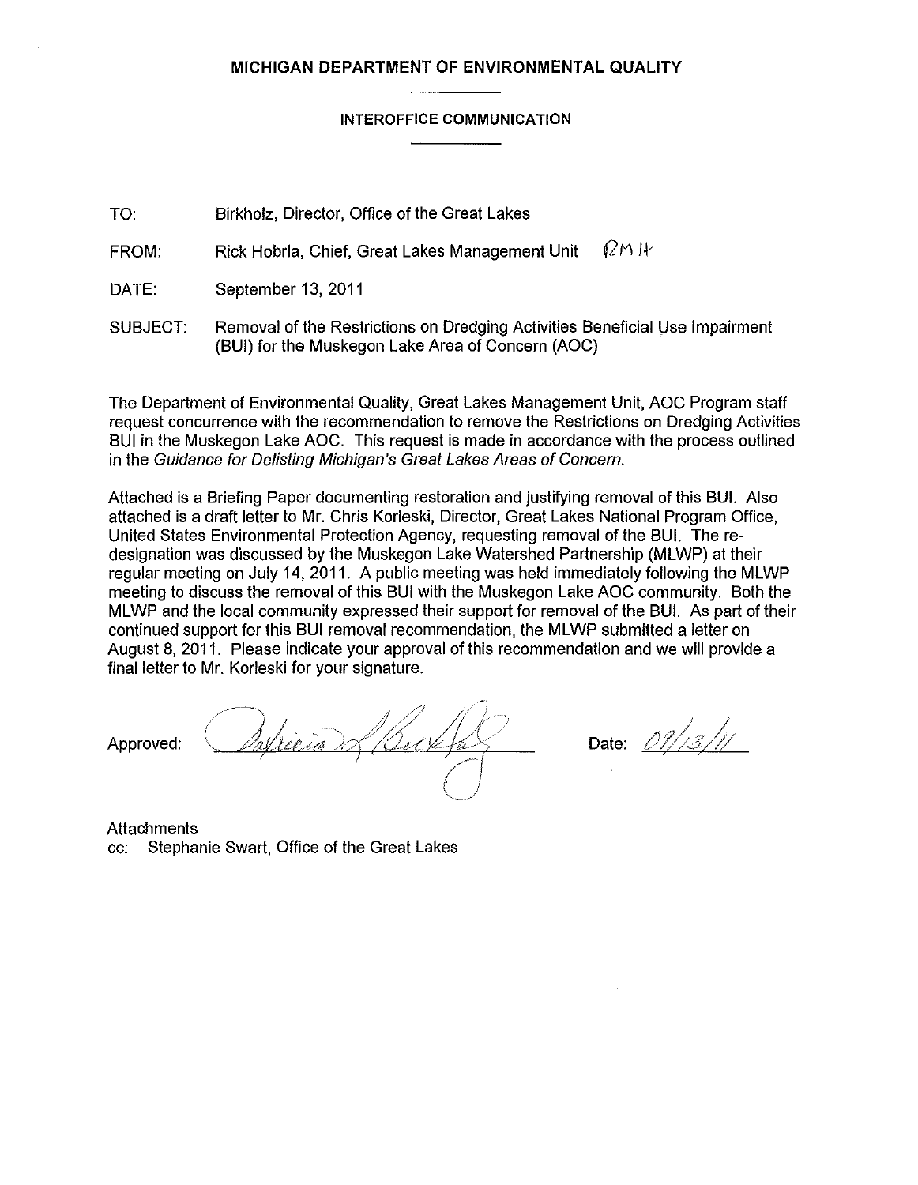**MICHIGAN DEPARTMENT OF ENVIRONMENTAL QUALITY**

**INTEROFFICE COMMUNICATION**

TO: Birkholz, Director, Office of the Great Lakes

FROM: Rick Hobrla, Chief, Great Lakes Management Unit RMH

DATE: September 13, 2011

SUBJECT: Removal of the Restrictions on Dredging Activities Beneficial Use Impairment (BUI) for the Muskegon Lake Area of Concern (AOC)

The Department of Environmental Quality, Great Lakes Management Unit, AOC Program staff request concurrence with the recommendation to remove the Restrictions on Dredging Activities BUI in the Muskegon Lake AOC. This request is made in accordance with the process outlined in the *Guidance for Delisting Michigan's Great Lakes Areas of Concern.*

Attached is a Briefing Paper documenting restoration and justifying removal of this BUI. Also attached is a draft letter to Mr. Chris Korleski, Director, Great Lakes National Program Office, United States Environmental Protection Agency, requesting removal of the BUI. The re-designation was discussed by the Muskegon Lake Watershed Partnership (MLWP) at their regular meeting on July 14, 2011. A public meeting was held immediately following the MLWP meeting to discuss the removal of this BUI with the Muskegon Lake AOC community. Both the MLWP and the local community expressed their support for removal of the BUI. As part of their continued support for this BUI removal recommendation, the MLWP submitted a letter on August 8, 2011. Please indicate your approval of this recommendation and we will provide a final letter to Mr. Korleski for your signature.

Approved: Patricia L Birkholz    Date: 09/13/11

Attachments
cc: Stephanie Swart, Office of the Great Lakes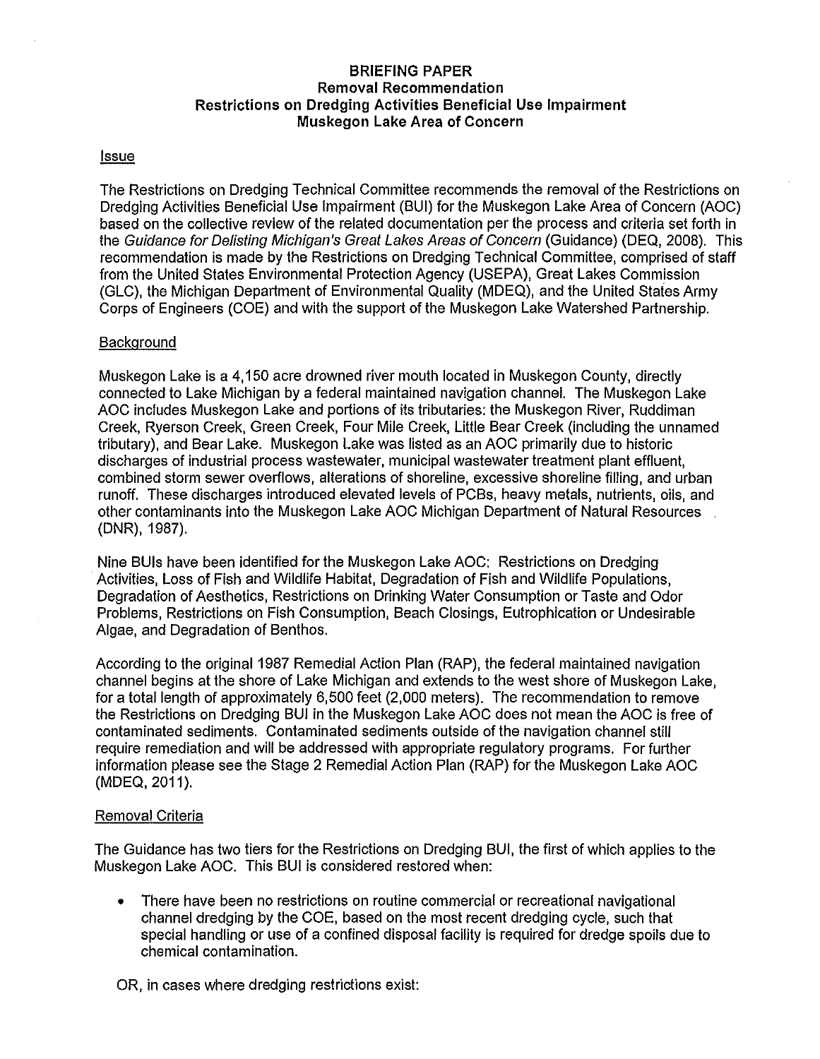**BRIEFING PAPER**
**Removal Recommendation**
**Restrictions on Dredging Activities Beneficial Use Impairment**
**Muskegon Lake Area of Concern**

## Issue

The Restrictions on Dredging Technical Committee recommends the removal of the Restrictions on Dredging Activities Beneficial Use Impairment (BUI) for the Muskegon Lake Area of Concern (AOC) based on the collective review of the related documentation per the process and criteria set forth in the *Guidance for Delisting Michigan's Great Lakes Areas of Concern* (Guidance) (DEQ, 2008). This recommendation is made by the Restrictions on Dredging Technical Committee, comprised of staff from the United States Environmental Protection Agency (USEPA), Great Lakes Commission (GLC), the Michigan Department of Environmental Quality (MDEQ), and the United States Army Corps of Engineers (COE) and with the support of the Muskegon Lake Watershed Partnership.

## Background

Muskegon Lake is a 4,150 acre drowned river mouth located in Muskegon County, directly connected to Lake Michigan by a federal maintained navigation channel. The Muskegon Lake AOC includes Muskegon Lake and portions of its tributaries: the Muskegon River, Ruddiman Creek, Ryerson Creek, Green Creek, Four Mile Creek, Little Bear Creek (including the unnamed tributary), and Bear Lake. Muskegon Lake was listed as an AOC primarily due to historic discharges of industrial process wastewater, municipal wastewater treatment plant effluent, combined storm sewer overflows, alterations of shoreline, excessive shoreline filling, and urban runoff. These discharges introduced elevated levels of PCBs, heavy metals, nutrients, oils, and other contaminants into the Muskegon Lake AOC Michigan Department of Natural Resources (DNR), 1987).

Nine BUIs have been identified for the Muskegon Lake AOC: Restrictions on Dredging Activities, Loss of Fish and Wildlife Habitat, Degradation of Fish and Wildlife Populations, Degradation of Aesthetics, Restrictions on Drinking Water Consumption or Taste and Odor Problems, Restrictions on Fish Consumption, Beach Closings, Eutrophication or Undesirable Algae, and Degradation of Benthos.

According to the original 1987 Remedial Action Plan (RAP), the federal maintained navigation channel begins at the shore of Lake Michigan and extends to the west shore of Muskegon Lake, for a total length of approximately 6,500 feet (2,000 meters). The recommendation to remove the Restrictions on Dredging BUI in the Muskegon Lake AOC does not mean the AOC is free of contaminated sediments. Contaminated sediments outside of the navigation channel still require remediation and will be addressed with appropriate regulatory programs. For further information please see the Stage 2 Remedial Action Plan (RAP) for the Muskegon Lake AOC (MDEQ, 2011).

## Removal Criteria

The Guidance has two tiers for the Restrictions on Dredging BUI, the first of which applies to the Muskegon Lake AOC. This BUI is considered restored when:

- There have been no restrictions on routine commercial or recreational navigational channel dredging by the COE, based on the most recent dredging cycle, such that special handling or use of a confined disposal facility is required for dredge spoils due to chemical contamination.

OR, in cases where dredging restrictions exist: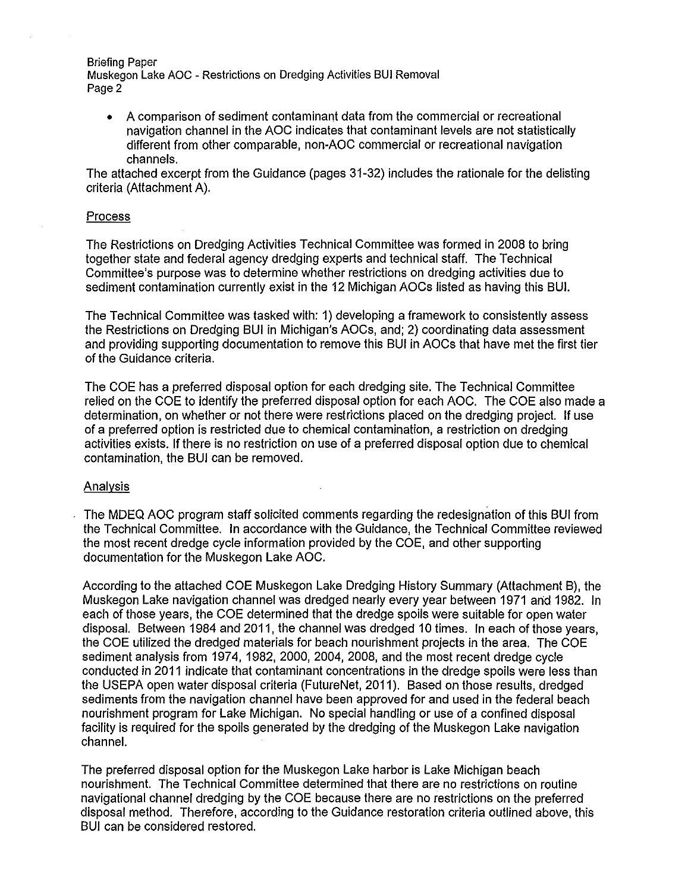- A comparison of sediment contaminant data from the commercial or recreational navigation channel in the AOC indicates that contaminant levels are not statistically different from other comparable, non-AOC commercial or recreational navigation channels.

The attached excerpt from the Guidance (pages 31-32) includes the rationale for the delisting criteria (Attachment A).

## Process

The Restrictions on Dredging Activities Technical Committee was formed in 2008 to bring together state and federal agency dredging experts and technical staff. The Technical Committee's purpose was to determine whether restrictions on dredging activities due to sediment contamination currently exist in the 12 Michigan AOCs listed as having this BUI.

The Technical Committee was tasked with: 1) developing a framework to consistently assess the Restrictions on Dredging BUI in Michigan's AOCs, and; 2) coordinating data assessment and providing supporting documentation to remove this BUI in AOCs that have met the first tier of the Guidance criteria.

The COE has a preferred disposal option for each dredging site. The Technical Committee relied on the COE to identify the preferred disposal option for each AOC. The COE also made a determination, on whether or not there were restrictions placed on the dredging project. If use of a preferred option is restricted due to chemical contamination, a restriction on dredging activities exists. If there is no restriction on use of a preferred disposal option due to chemical contamination, the BUI can be removed.

## Analysis

The MDEQ AOC program staff solicited comments regarding the redesignation of this BUI from the Technical Committee. In accordance with the Guidance, the Technical Committee reviewed the most recent dredge cycle information provided by the COE, and other supporting documentation for the Muskegon Lake AOC.

According to the attached COE Muskegon Lake Dredging History Summary (Attachment B), the Muskegon Lake navigation channel was dredged nearly every year between 1971 and 1982. In each of those years, the COE determined that the dredge spoils were suitable for open water disposal. Between 1984 and 2011, the channel was dredged 10 times. In each of those years, the COE utilized the dredged materials for beach nourishment projects in the area. The COE sediment analysis from 1974, 1982, 2000, 2004, 2008, and the most recent dredge cycle conducted in 2011 indicate that contaminant concentrations in the dredge spoils were less than the USEPA open water disposal criteria (FutureNet, 2011). Based on those results, dredged sediments from the navigation channel have been approved for and used in the federal beach nourishment program for Lake Michigan. No special handling or use of a confined disposal facility is required for the spoils generated by the dredging of the Muskegon Lake navigation channel.

The preferred disposal option for the Muskegon Lake harbor is Lake Michigan beach nourishment. The Technical Committee determined that there are no restrictions on routine navigational channel dredging by the COE because there are no restrictions on the preferred disposal method. Therefore, according to the Guidance restoration criteria outlined above, this BUI can be considered restored.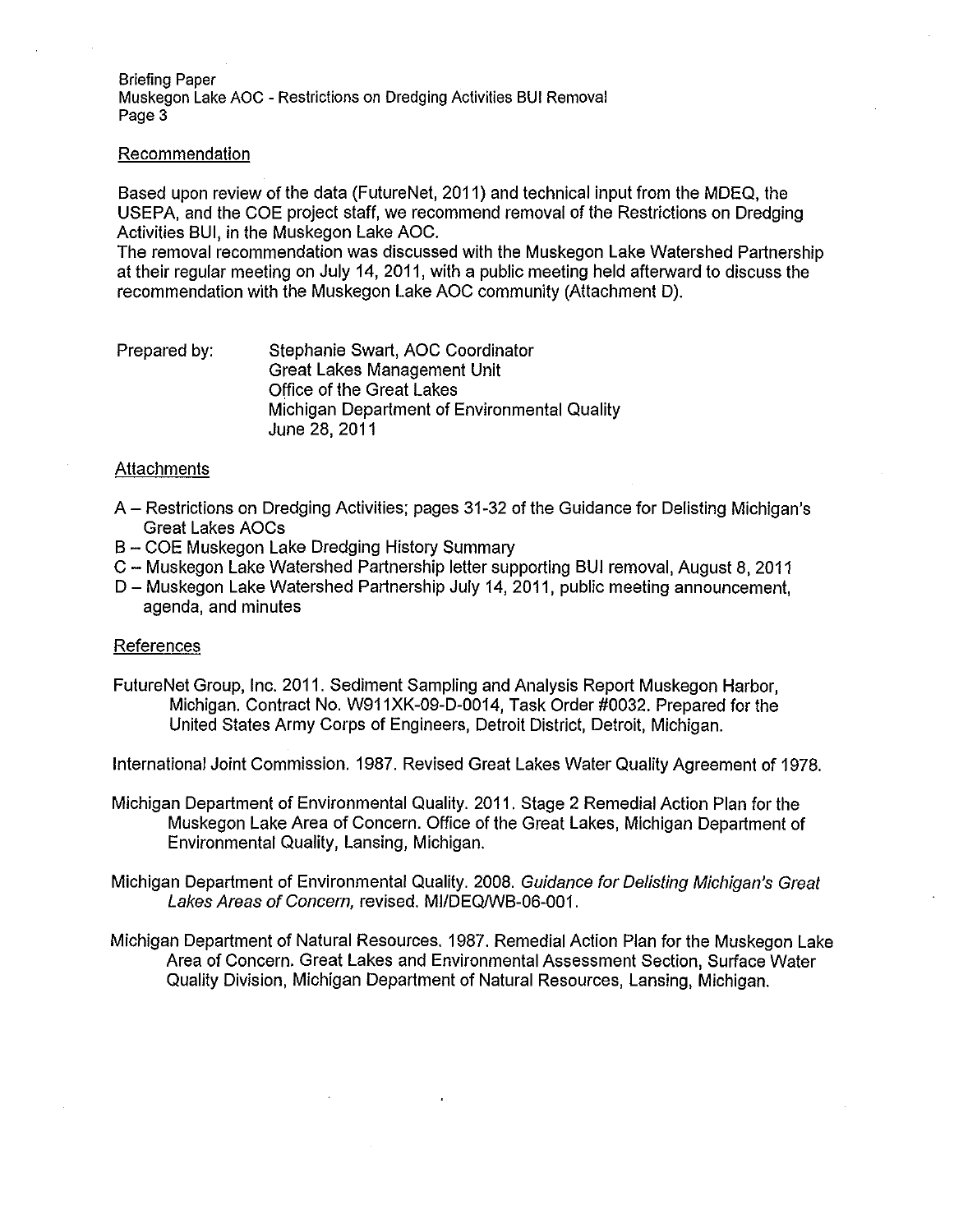## Recommendation

Based upon review of the data (FutureNet, 2011) and technical input from the MDEQ, the USEPA, and the COE project staff, we recommend removal of the Restrictions on Dredging Activities BUI, in the Muskegon Lake AOC.
The removal recommendation was discussed with the Muskegon Lake Watershed Partnership at their regular meeting on July 14, 2011, with a public meeting held afterward to discuss the recommendation with the Muskegon Lake AOC community (Attachment D).

Prepared by: Stephanie Swart, AOC Coordinator
Great Lakes Management Unit
Office of the Great Lakes
Michigan Department of Environmental Quality
June 28, 2011

## Attachments

A – Restrictions on Dredging Activities; pages 31-32 of the Guidance for Delisting Michigan's Great Lakes AOCs
B – COE Muskegon Lake Dredging History Summary
C – Muskegon Lake Watershed Partnership letter supporting BUI removal, August 8, 2011
D – Muskegon Lake Watershed Partnership July 14, 2011, public meeting announcement, agenda, and minutes

## References

FutureNet Group, Inc. 2011. Sediment Sampling and Analysis Report Muskegon Harbor, Michigan. Contract No. W911XK-09-D-0014, Task Order #0032. Prepared for the United States Army Corps of Engineers, Detroit District, Detroit, Michigan.

International Joint Commission. 1987. Revised Great Lakes Water Quality Agreement of 1978.

Michigan Department of Environmental Quality. 2011. Stage 2 Remedial Action Plan for the Muskegon Lake Area of Concern. Office of the Great Lakes, Michigan Department of Environmental Quality, Lansing, Michigan.

Michigan Department of Environmental Quality. 2008. *Guidance for Delisting Michigan's Great Lakes Areas of Concern,* revised. MI/DEQ/WB-06-001.

Michigan Department of Natural Resources. 1987. Remedial Action Plan for the Muskegon Lake Area of Concern. Great Lakes and Environmental Assessment Section, Surface Water Quality Division, Michigan Department of Natural Resources, Lansing, Michigan.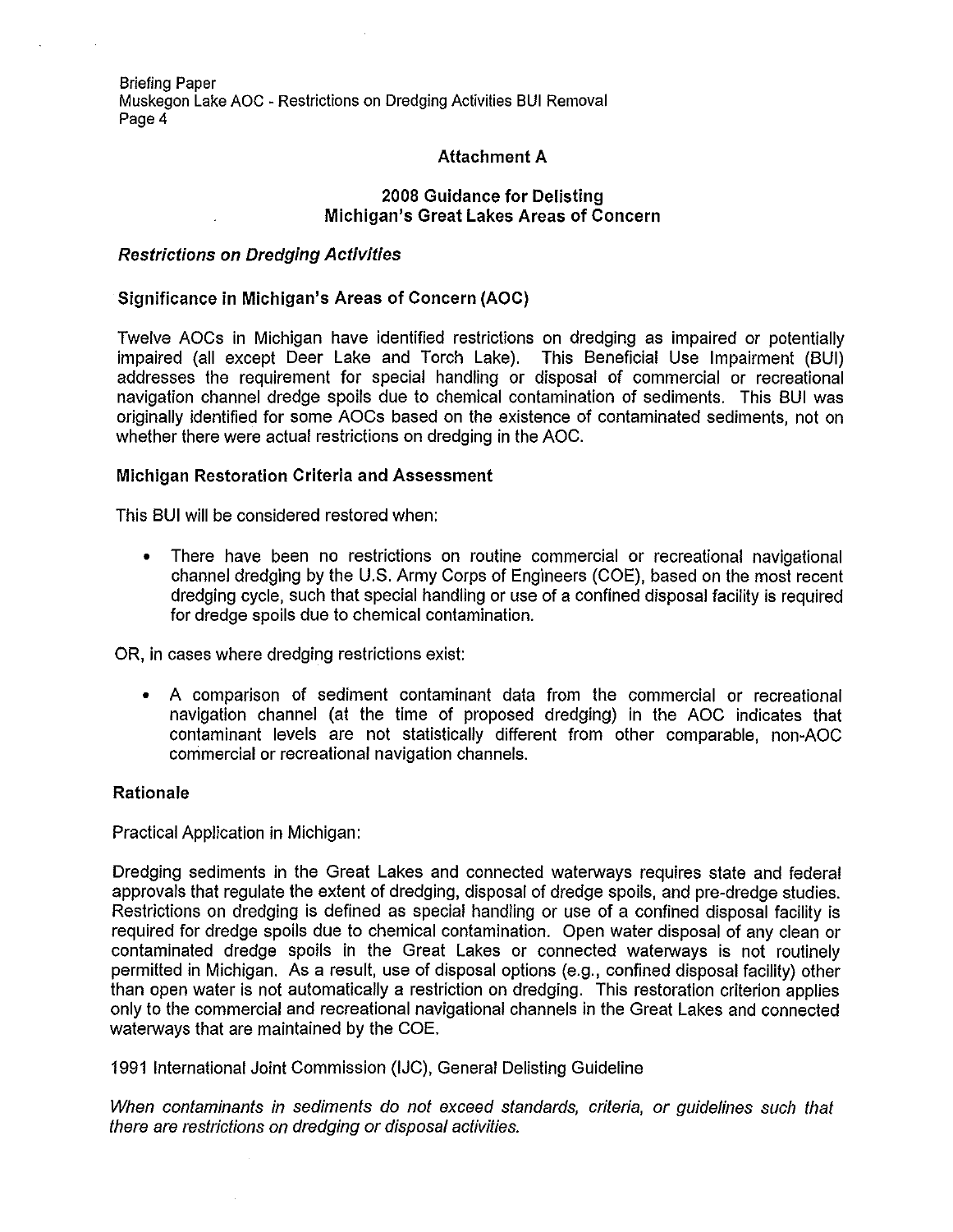## Attachment A

## 2008 Guidance for Delisting Michigan's Great Lakes Areas of Concern

### *Restrictions on Dredging Activities*

**Significance in Michigan's Areas of Concern (AOC)**

Twelve AOCs in Michigan have identified restrictions on dredging as impaired or potentially impaired (all except Deer Lake and Torch Lake). This Beneficial Use Impairment (BUI) addresses the requirement for special handling or disposal of commercial or recreational navigation channel dredge spoils due to chemical contamination of sediments. This BUI was originally identified for some AOCs based on the existence of contaminated sediments, not on whether there were actual restrictions on dredging in the AOC.

**Michigan Restoration Criteria and Assessment**

This BUI will be considered restored when:

- There have been no restrictions on routine commercial or recreational navigational channel dredging by the U.S. Army Corps of Engineers (COE), based on the most recent dredging cycle, such that special handling or use of a confined disposal facility is required for dredge spoils due to chemical contamination.

OR, in cases where dredging restrictions exist:

- A comparison of sediment contaminant data from the commercial or recreational navigation channel (at the time of proposed dredging) in the AOC indicates that contaminant levels are not statistically different from other comparable, non-AOC commercial or recreational navigation channels.

**Rationale**

Practical Application in Michigan:

Dredging sediments in the Great Lakes and connected waterways requires state and federal approvals that regulate the extent of dredging, disposal of dredge spoils, and pre-dredge studies. Restrictions on dredging is defined as special handling or use of a confined disposal facility is required for dredge spoils due to chemical contamination. Open water disposal of any clean or contaminated dredge spoils in the Great Lakes or connected waterways is not routinely permitted in Michigan. As a result, use of disposal options (e.g., confined disposal facility) other than open water is not automatically a restriction on dredging. This restoration criterion applies only to the commercial and recreational navigational channels in the Great Lakes and connected waterways that are maintained by the COE.

1991 International Joint Commission (IJC), General Delisting Guideline

*When contaminants in sediments do not exceed standards, criteria, or guidelines such that there are restrictions on dredging or disposal activities.*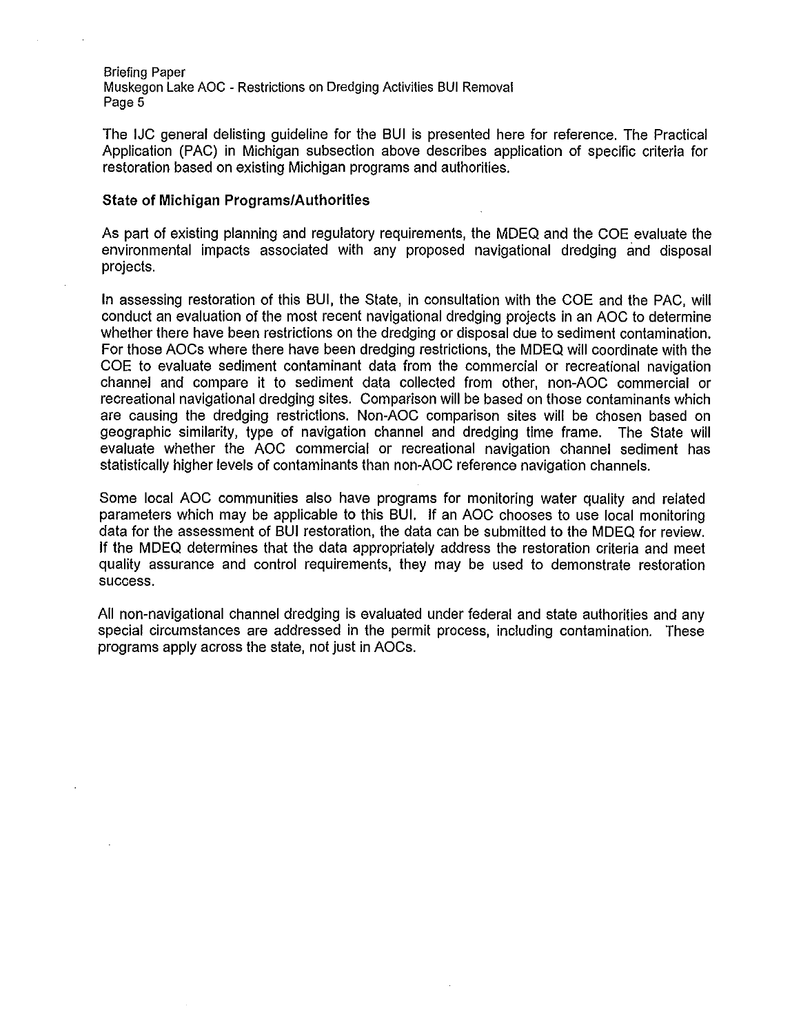The IJC general delisting guideline for the BUI is presented here for reference. The Practical Application (PAC) in Michigan subsection above describes application of specific criteria for restoration based on existing Michigan programs and authorities.

### State of Michigan Programs/Authorities

As part of existing planning and regulatory requirements, the MDEQ and the COE evaluate the environmental impacts associated with any proposed navigational dredging and disposal projects.

In assessing restoration of this BUI, the State, in consultation with the COE and the PAC, will conduct an evaluation of the most recent navigational dredging projects in an AOC to determine whether there have been restrictions on the dredging or disposal due to sediment contamination. For those AOCs where there have been dredging restrictions, the MDEQ will coordinate with the COE to evaluate sediment contaminant data from the commercial or recreational navigation channel and compare it to sediment data collected from other, non-AOC commercial or recreational navigational dredging sites. Comparison will be based on those contaminants which are causing the dredging restrictions. Non-AOC comparison sites will be chosen based on geographic similarity, type of navigation channel and dredging time frame. The State will evaluate whether the AOC commercial or recreational navigation channel sediment has statistically higher levels of contaminants than non-AOC reference navigation channels.

Some local AOC communities also have programs for monitoring water quality and related parameters which may be applicable to this BUI. If an AOC chooses to use local monitoring data for the assessment of BUI restoration, the data can be submitted to the MDEQ for review. If the MDEQ determines that the data appropriately address the restoration criteria and meet quality assurance and control requirements, they may be used to demonstrate restoration success.

All non-navigational channel dredging is evaluated under federal and state authorities and any special circumstances are addressed in the permit process, including contamination. These programs apply across the state, not just in AOCs.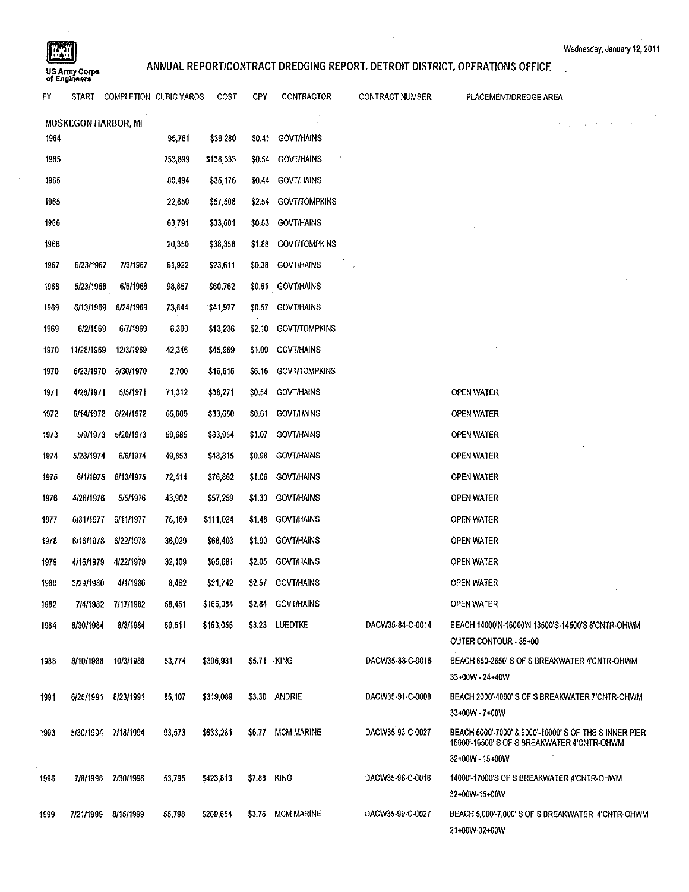US Army Corps of Engineers

## ANNUAL REPORT/CONTRACT DREDGING REPORT, DETROIT DISTRICT, OPERATIONS OFFICE

| FY | START | COMPLETION | CUBIC YARDS | COST | CPY | CONTRACTOR | CONTRACT NUMBER | PLACEMENT/DREDGE AREA |
|---|---|---|---|---|---|---|---|---|
| **MUSKEGON HARBOR, MI** | | | | | | | | |
| 1964 | | | 95,761 | $39,280 | $0.41 | GOVT/HAINS | | |
| 1965 | | | 253,899 | $138,333 | $0.54 | GOVT/HAINS | | |
| 1965 | | | 80,494 | $35,175 | $0.44 | GOVT/HAINS | | |
| 1965 | | | 22,650 | $57,508 | $2.54 | GOVT/TOMPKINS | | |
| 1966 | | | 63,791 | $33,601 | $0.53 | GOVT/HAINS | | |
| 1966 | | | 20,350 | $38,358 | $1.88 | GOVT/TOMPKINS | | |
| 1967 | 6/23/1967 | 7/3/1967 | 61,922 | $23,611 | $0.38 | GOVT/HAINS | | |
| 1968 | 5/23/1968 | 6/6/1968 | 98,857 | $60,762 | $0.61 | GOVT/HAINS | | |
| 1969 | 6/13/1969 | 6/24/1969 | 73,844 | $41,977 | $0.57 | GOVT/HAINS | | |
| 1969 | 6/2/1969 | 6/7/1969 | 6,300 | $13,236 | $2.10 | GOVT/TOMPKINS | | |
| 1970 | 11/28/1969 | 12/3/1969 | 42,346 | $45,969 | $1.09 | GOVT/HAINS | | |
| 1970 | 5/23/1970 | 6/30/1970 | 2,700 | $16,615 | $6.15 | GOVT/TOMPKINS | | |
| 1971 | 4/26/1971 | 5/5/1971 | 71,312 | $38,271 | $0.54 | GOVT/HAINS | | OPEN WATER |
| 1972 | 6/14/1972 | 6/24/1972 | 55,009 | $33,650 | $0.61 | GOVT/HAINS | | OPEN WATER |
| 1973 | 5/9/1973 | 5/20/1973 | 59,685 | $63,954 | $1.07 | GOVT/HAINS | | OPEN WATER |
| 1974 | 5/28/1974 | 6/6/1974 | 49,853 | $48,815 | $0.98 | GOVT/HAINS | | OPEN WATER |
| 1975 | 6/1/1975 | 6/13/1975 | 72,414 | $76,862 | $1.06 | GOVT/HAINS | | OPEN WATER |
| 1976 | 4/26/1976 | 5/5/1976 | 43,902 | $57,259 | $1.30 | GOVT/HAINS | | OPEN WATER |
| 1977 | 5/31/1977 | 6/11/1977 | 75,180 | $111,024 | $1.48 | GOVT/HAINS | | OPEN WATER |
| 1978 | 6/16/1978 | 6/22/1978 | 36,029 | $68,403 | $1.90 | GOVT/HAINS | | OPEN WATER |
| 1979 | 4/16/1979 | 4/22/1979 | 32,109 | $65,681 | $2.05 | GOVT/HAINS | | OPEN WATER |
| 1980 | 3/29/1980 | 4/1/1980 | 8,462 | $21,742 | $2.57 | GOVT/HAINS | | OPEN WATER |
| 1982 | 7/4/1982 | 7/17/1982 | 58,451 | $166,084 | $2.84 | GOVT/HAINS | | OPEN WATER |
| 1984 | 6/30/1984 | 8/3/1984 | 50,511 | $163,055 | $3.23 | LUEDTKE | DACW35-84-C-0014 | BEACH 14000'N-16000'N 13500'S-14500'S 8'CNTR-OHWM OUTER CONTOUR - 35+00 |
| 1988 | 8/10/1988 | 10/3/1988 | 53,774 | $306,931 | $5.71 | KING | DACW35-88-C-0016 | BEACH 650-2650' S OF S BREAKWATER 4'CNTR-OHWM 33+00W - 24+40W |
| 1991 | 6/25/1991 | 8/23/1991 | 85,107 | $319,089 | $3.30 | ANDRIE | DACW35-91-C-0008 | BEACH 2000'-4000' S OF S BREAKWATER 7'CNTR-OHWM 33+00W - 7+00W |
| 1993 | 5/30/1994 | 7/18/1994 | 93,573 | $633,281 | $6.77 | MCM MARINE | DACW35-93-C-0027 | BEACH 5000'-7000' & 9000'-10000' S OF THE S INNER PIER 15000'-16500' S OF S BREAKWATER 4'CNTR-OHWM 32+00W - 15+00W |
| 1996 | 7/8/1996 | 7/30/1996 | 53,795 | $423,813 | $7.88 | KING | DACW35-96-C-0016 | 14000'-17000'S OF S BREAKWATER 4'CNTR-OHWM 32+00W-15+00W |
| 1999 | 7/21/1999 | 8/15/1999 | 55,798 | $209,654 | $3.76 | MCM MARINE | DACW35-99-C-0027 | BEACH 5,000'-7,000' S OF S BREAKWATER 4'CNTR-OHWM 21+00W-32+00W |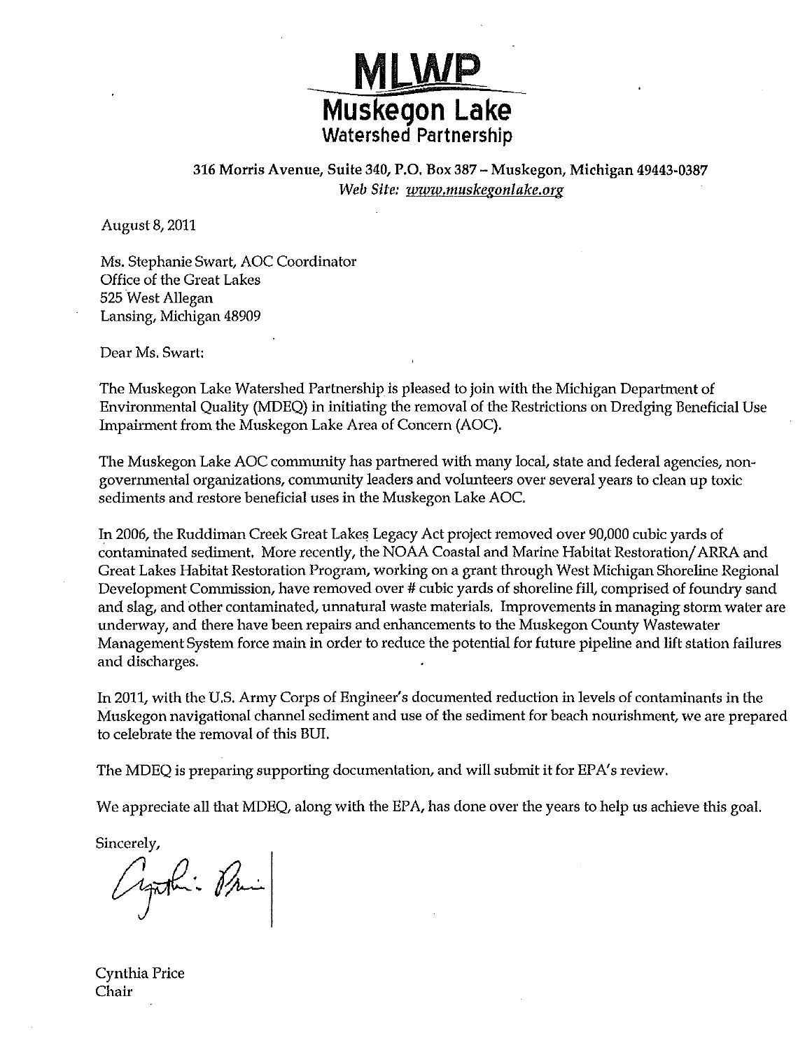# MLWP

## Muskegon Lake

### Watershed Partnership

316 Morris Avenue, Suite 340, P.O. Box 387 – Muskegon, Michigan 49443-0387

*Web Site: www.muskegonlake.org*

August 8, 2011

Ms. Stephanie Swart, AOC Coordinator
Office of the Great Lakes
525 West Allegan
Lansing, Michigan 48909

Dear Ms. Swart:

The Muskegon Lake Watershed Partnership is pleased to join with the Michigan Department of Environmental Quality (MDEQ) in initiating the removal of the Restrictions on Dredging Beneficial Use Impairment from the Muskegon Lake Area of Concern (AOC).

The Muskegon Lake AOC community has partnered with many local, state and federal agencies, non-governmental organizations, community leaders and volunteers over several years to clean up toxic sediments and restore beneficial uses in the Muskegon Lake AOC.

In 2006, the Ruddiman Creek Great Lakes Legacy Act project removed over 90,000 cubic yards of contaminated sediment. More recently, the NOAA Coastal and Marine Habitat Restoration/ARRA and Great Lakes Habitat Restoration Program, working on a grant through West Michigan Shoreline Regional Development Commission, have removed over # cubic yards of shoreline fill, comprised of foundry sand and slag, and other contaminated, unnatural waste materials. Improvements in managing storm water are underway, and there have been repairs and enhancements to the Muskegon County Wastewater Management System force main in order to reduce the potential for future pipeline and lift station failures and discharges.

In 2011, with the U.S. Army Corps of Engineer's documented reduction in levels of contaminants in the Muskegon navigational channel sediment and use of the sediment for beach nourishment, we are prepared to celebrate the removal of this BUI.

The MDEQ is preparing supporting documentation, and will submit it for EPA's review.

We appreciate all that MDEQ, along with the EPA, has done over the years to help us achieve this goal.

Sincerely,

Cynthia Price
Chair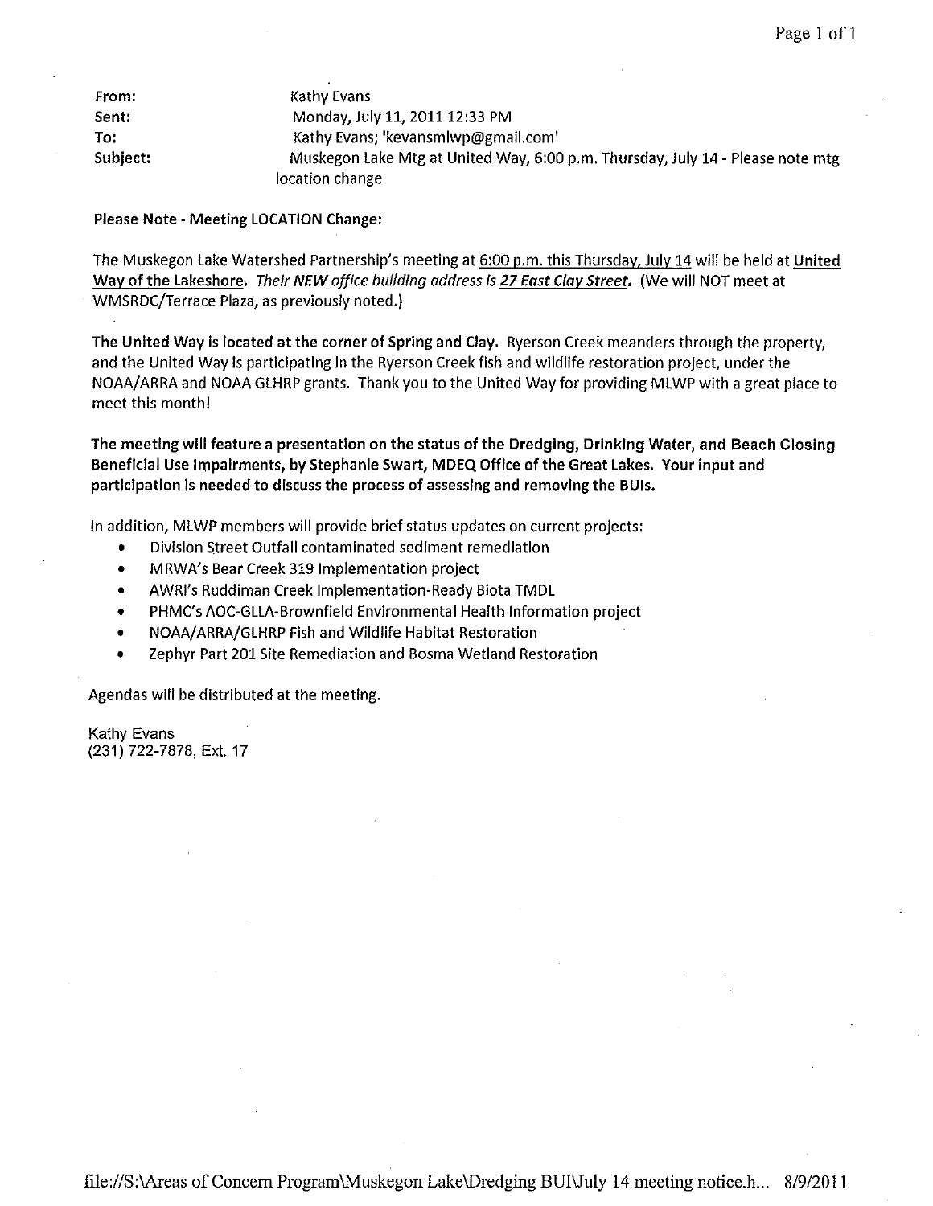| | |
|---|---|
| **From:** | Kathy Evans |
| **Sent:** | Monday, July 11, 2011 12:33 PM |
| **To:** | Kathy Evans; 'kevansmlwp@gmail.com' |
| **Subject:** | Muskegon Lake Mtg at United Way, 6:00 p.m. Thursday, July 14 - Please note mtg location change |

**Please Note - Meeting LOCATION Change:**

The Muskegon Lake Watershed Partnership's meeting at 6:00 p.m. this Thursday, July 14 will be held at United Way of the Lakeshore. *Their NEW office building address is **27 East Clay Street.*** (We will NOT meet at WMSRDC/Terrace Plaza, as previously noted.)

**The United Way is located at the corner of Spring and Clay.** Ryerson Creek meanders through the property, and the United Way is participating in the Ryerson Creek fish and wildlife restoration project, under the NOAA/ARRA and NOAA GLHRP grants. Thank you to the United Way for providing MLWP with a great place to meet this month!

**The meeting will feature a presentation on the status of the Dredging, Drinking Water, and Beach Closing Beneficial Use Impairments, by Stephanie Swart, MDEQ Office of the Great Lakes. Your input and participation is needed to discuss the process of assessing and removing the BUIs.**

In addition, MLWP members will provide brief status updates on current projects:

- Division Street Outfall contaminated sediment remediation
- MRWA's Bear Creek 319 Implementation project
- AWRI's Ruddiman Creek Implementation-Ready Biota TMDL
- PHMC's AOC-GLLA-Brownfield Environmental Health Information project
- NOAA/ARRA/GLHRP Fish and Wildlife Habitat Restoration
- Zephyr Part 201 Site Remediation and Bosma Wetland Restoration

Agendas will be distributed at the meeting.

Kathy Evans
(231) 722-7878, Ext. 17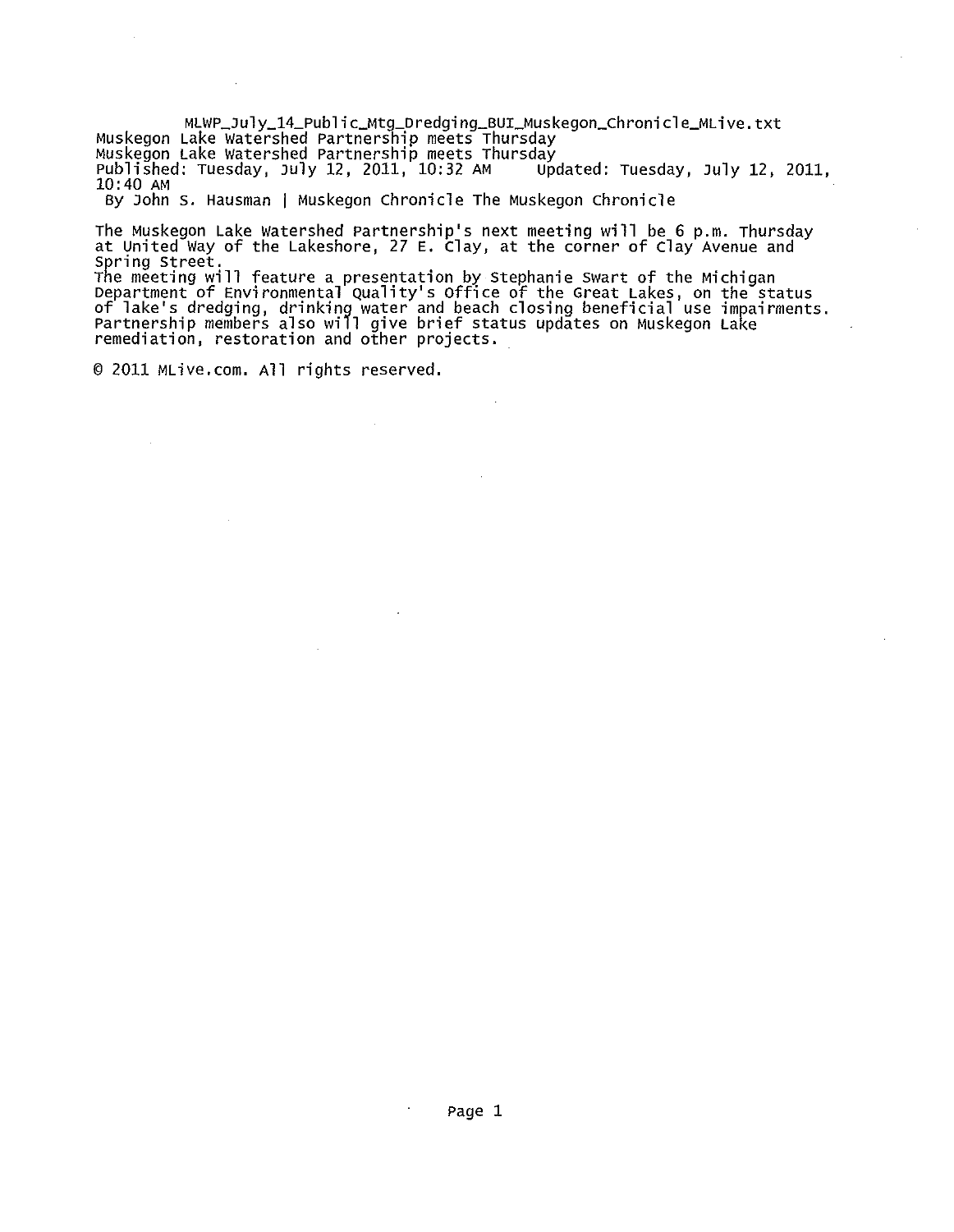MLWP_July_14_Public_Mtg_Dredging_BUI_Muskegon_Chronicle_MLive.txt

# Muskegon Lake Watershed Partnership meets Thursday

Muskegon Lake Watershed Partnership meets Thursday

Published: Tuesday, July 12, 2011, 10:32 AM     Updated: Tuesday, July 12, 2011, 10:40 AM

By John S. Hausman | Muskegon Chronicle The Muskegon Chronicle

The Muskegon Lake Watershed Partnership's next meeting will be 6 p.m. Thursday at United Way of the Lakeshore, 27 E. Clay, at the corner of Clay Avenue and Spring Street.

The meeting will feature a presentation by Stephanie Swart of the Michigan Department of Environmental Quality's Office of the Great Lakes, on the status of lake's dredging, drinking water and beach closing beneficial use impairments. Partnership members also will give brief status updates on Muskegon Lake remediation, restoration and other projects.

© 2011 MLive.com. All rights reserved.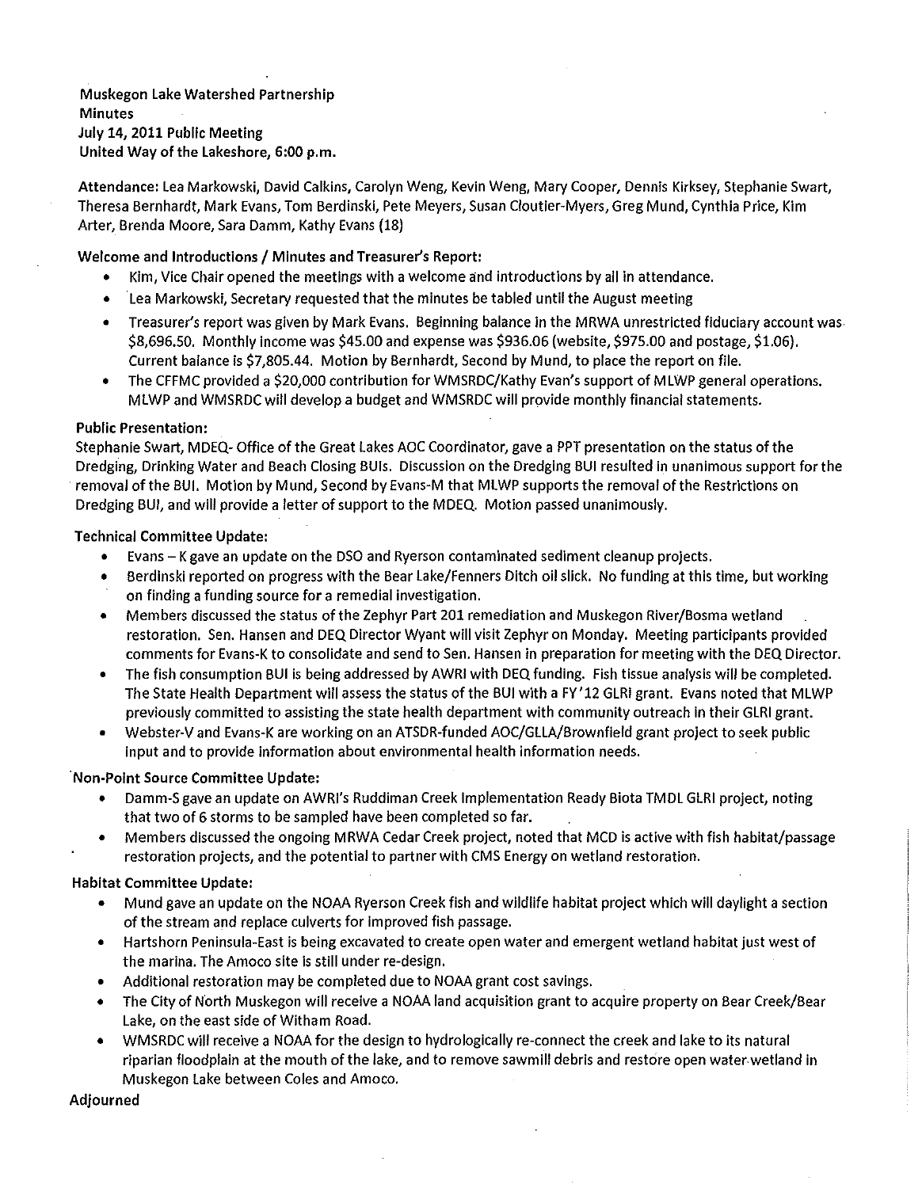**Muskegon Lake Watershed Partnership**
**Minutes**
**July 14, 2011 Public Meeting**
**United Way of the Lakeshore, 6:00 p.m.**

**Attendance:** Lea Markowski, David Calkins, Carolyn Weng, Kevin Weng, Mary Cooper, Dennis Kirksey, Stephanie Swart, Theresa Bernhardt, Mark Evans, Tom Berdinski, Pete Meyers, Susan Cloutier-Myers, Greg Mund, Cynthia Price, Kim Arter, Brenda Moore, Sara Damm, Kathy Evans (18)

**Welcome and Introductions / Minutes and Treasurer's Report:**

- Kim, Vice Chair opened the meetings with a welcome and introductions by all in attendance.
- Lea Markowski, Secretary requested that the minutes be tabled until the August meeting
- Treasurer's report was given by Mark Evans. Beginning balance in the MRWA unrestricted fiduciary account was $8,696.50. Monthly income was $45.00 and expense was $936.06 (website, $975.00 and postage, $1.06). Current balance is $7,805.44. Motion by Bernhardt, Second by Mund, to place the report on file.
- The CFFMC provided a $20,000 contribution for WMSRDC/Kathy Evan's support of MLWP general operations. MLWP and WMSRDC will develop a budget and WMSRDC will provide monthly financial statements.

**Public Presentation:**

Stephanie Swart, MDEQ- Office of the Great Lakes AOC Coordinator, gave a PPT presentation on the status of the Dredging, Drinking Water and Beach Closing BUIs. Discussion on the Dredging BUI resulted in unanimous support for the removal of the BUI. Motion by Mund, Second by Evans-M that MLWP supports the removal of the Restrictions on Dredging BUI, and will provide a letter of support to the MDEQ. Motion passed unanimously.

**Technical Committee Update:**

- Evans – K gave an update on the DSO and Ryerson contaminated sediment cleanup projects.
- Berdinski reported on progress with the Bear Lake/Fenners Ditch oil slick. No funding at this time, but working on finding a funding source for a remedial investigation.
- Members discussed the status of the Zephyr Part 201 remediation and Muskegon River/Bosma wetland restoration. Sen. Hansen and DEQ Director Wyant will visit Zephyr on Monday. Meeting participants provided comments for Evans-K to consolidate and send to Sen. Hansen in preparation for meeting with the DEQ Director.
- The fish consumption BUI is being addressed by AWRI with DEQ funding. Fish tissue analysis will be completed. The State Health Department will assess the status of the BUI with a FY'12 GLRI grant. Evans noted that MLWP previously committed to assisting the state health department with community outreach in their GLRI grant.
- Webster-V and Evans-K are working on an ATSDR-funded AOC/GLLA/Brownfield grant project to seek public input and to provide information about environmental health information needs.

**Non-Point Source Committee Update:**

- Damm-S gave an update on AWRI's Ruddiman Creek Implementation Ready Biota TMDL GLRI project, noting that two of 6 storms to be sampled have been completed so far.
- Members discussed the ongoing MRWA Cedar Creek project, noted that MCD is active with fish habitat/passage restoration projects, and the potential to partner with CMS Energy on wetland restoration.

**Habitat Committee Update:**

- Mund gave an update on the NOAA Ryerson Creek fish and wildlife habitat project which will daylight a section of the stream and replace culverts for improved fish passage.
- Hartshorn Peninsula-East is being excavated to create open water and emergent wetland habitat just west of the marina. The Amoco site is still under re-design.
- Additional restoration may be completed due to NOAA grant cost savings.
- The City of North Muskegon will receive a NOAA land acquisition grant to acquire property on Bear Creek/Bear Lake, on the east side of Witham Road.
- WMSRDC will receive a NOAA for the design to hydrologically re-connect the creek and lake to its natural riparian floodplain at the mouth of the lake, and to remove sawmill debris and restore open water wetland in Muskegon Lake between Coles and Amoco.

**Adjourned**